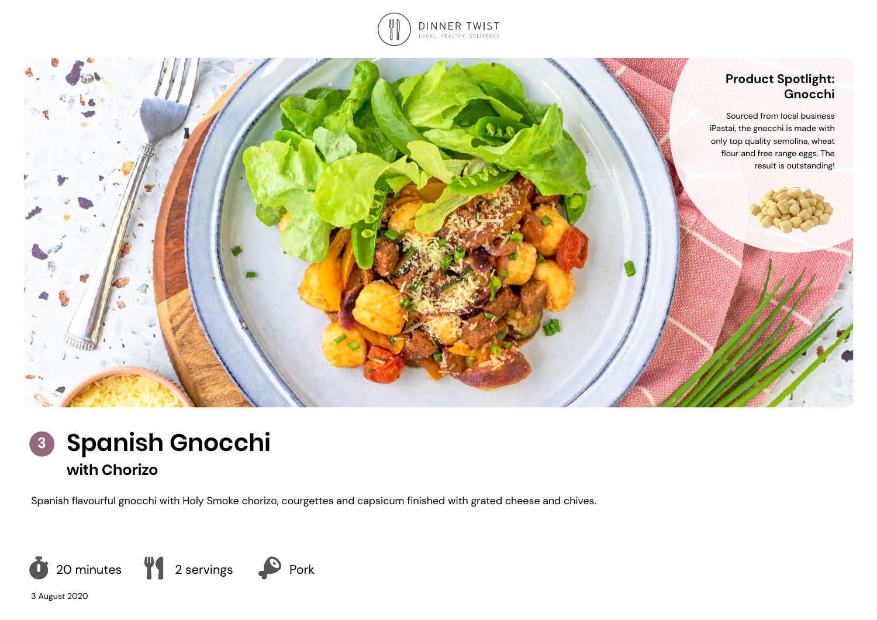DINNER TWIST
LOCAL, HEALTHY, DELIVERED

**Product Spotlight: Gnocchi**

Sourced from local business iPastai, the gnocchi is made with only top quality semolina, wheat flour and free range eggs. The result is outstanding!

# 3 Spanish Gnocchi

## with Chorizo

Spanish flavourful gnocchi with Holy Smoke chorizo, courgettes and capsicum finished with grated cheese and chives.

20 minutes | 2 servings | Pork

3 August 2020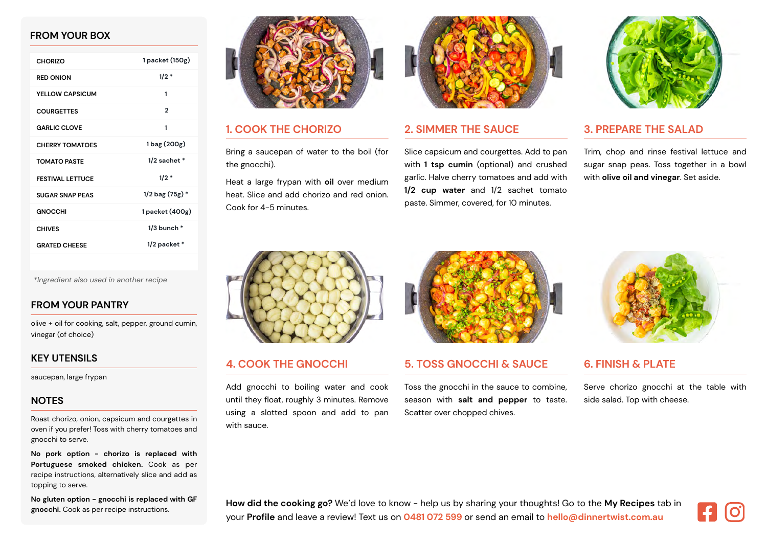## FROM YOUR BOX

| | |
|---|---|
| CHORIZO | 1 packet (150g) |
| RED ONION | 1/2 * |
| YELLOW CAPSICUM | 1 |
| COURGETTES | 2 |
| GARLIC CLOVE | 1 |
| CHERRY TOMATOES | 1 bag (200g) |
| TOMATO PASTE | 1/2 sachet * |
| FESTIVAL LETTUCE | 1/2 * |
| SUGAR SNAP PEAS | 1/2 bag (75g) * |
| GNOCCHI | 1 packet (400g) |
| CHIVES | 1/3 bunch * |
| GRATED CHEESE | 1/2 packet * |

*\*Ingredient also used in another recipe*

## FROM YOUR PANTRY

olive + oil for cooking, salt, pepper, ground cumin, vinegar (of choice)

## KEY UTENSILS

saucepan, large frypan

## NOTES

Roast chorizo, onion, capsicum and courgettes in oven if you prefer! Toss with cherry tomatoes and gnocchi to serve.

**No pork option - chorizo is replaced with Portuguese smoked chicken.** Cook as per recipe instructions, alternatively slice and add as topping to serve.

**No gluten option - gnocchi is replaced with GF gnocchi.** Cook as per recipe instructions.

## 1. COOK THE CHORIZO

Bring a saucepan of water to the boil (for the gnocchi).

Heat a large frypan with **oil** over medium heat. Slice and add chorizo and red onion. Cook for 4-5 minutes.

## 2. SIMMER THE SAUCE

Slice capsicum and courgettes. Add to pan with **1 tsp cumin** (optional) and crushed garlic. Halve cherry tomatoes and add with **1/2 cup water** and 1/2 sachet tomato paste. Simmer, covered, for 10 minutes.

## 3. PREPARE THE SALAD

Trim, chop and rinse festival lettuce and sugar snap peas. Toss together in a bowl with **olive oil and vinegar**. Set aside.

## 4. COOK THE GNOCCHI

Add gnocchi to boiling water and cook until they float, roughly 3 minutes. Remove using a slotted spoon and add to pan with sauce.

## 5. TOSS GNOCCHI & SAUCE

Toss the gnocchi in the sauce to combine, season with **salt and pepper** to taste. Scatter over chopped chives.

## 6. FINISH & PLATE

Serve chorizo gnocchi at the table with side salad. Top with cheese.

**How did the cooking go?** We'd love to know - help us by sharing your thoughts! Go to the **My Recipes** tab in your **Profile** and leave a review! Text us on 0481 072 599 or send an email to hello@dinnertwist.com.au